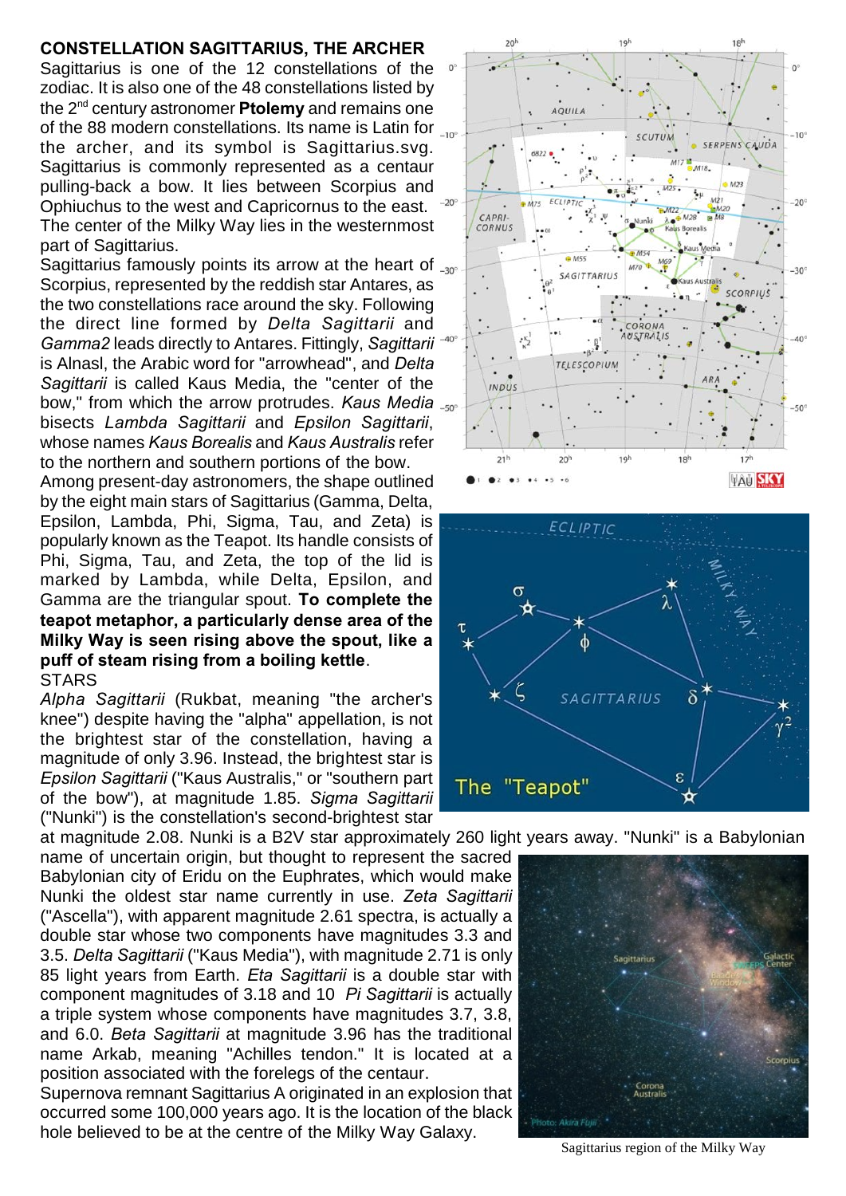**CONSTELLATION SAGITTARIUS, THE ARCHER**

Sagittarius is one of the 12 constellations of the zodiac. It is also one of the 48 constellations listed by the 2nd century astronomer **Ptolemy** and remains one of the 88 modern constellations. Its name is Latin for the archer, and its symbol is Sagittarius.svg. Sagittarius is commonly represented as a centaur pulling-back a bow. It lies between Scorpius and Ophiuchus to the west and Capricornus to the east. The center of the Milky Way lies in the westernmost part of Sagittarius.

Sagittarius famously points its arrow at the heart of Scorpius, represented by the reddish star Antares, as the two constellations race around the sky. Following the direct line formed by *Delta Sagittarii* and *Gamma2* leads directly to Antares. Fittingly, *Sagittarii* is Alnasl, the Arabic word for "arrowhead", and *Delta Sagittarii* is called Kaus Media, the "center of the bow," from which the arrow protrudes. *Kaus Media* bisects *Lambda Sagittarii* and *Epsilon Sagittarii*, whose names *Kaus Borealis* and *Kaus Australis* refer to the northern and southern portions of the bow.

Among present-day astronomers, the shape outlined by the eight main stars of Sagittarius (Gamma, Delta, Epsilon, Lambda, Phi, Sigma, Tau, and Zeta) is popularly known as the Teapot. Its handle consists of Phi, Sigma, Tau, and Zeta, the top of the lid is marked by Lambda, while Delta, Epsilon, and Gamma are the triangular spout. **To complete the teapot metaphor, a particularly dense area of the Milky Way is seen rising above the spout, like a puff of steam rising from a boiling kettle**.

STARS

*Alpha Sagittarii* (Rukbat, meaning "the archer's knee") despite having the "alpha" appellation, is not the brightest star of the constellation, having a magnitude of only 3.96. Instead, the brightest star is *Epsilon Sagittarii* ("Kaus Australis," or "southern part of the bow"), at magnitude 1.85. *Sigma Sagittarii* ("Nunki") is the constellation's second-brightest star at magnitude 2.08. Nunki is a B2V star approximately 260 light years away. "Nunki" is a Babylonian name of uncertain origin, but thought to represent the sacred Babylonian city of Eridu on the Euphrates, which would make Nunki the oldest star name currently in use. *Zeta Sagittarii* ("Ascella"), with apparent magnitude 2.61 spectra, is actually a double star whose two components have magnitudes 3.3 and 3.5. *Delta Sagittarii* ("Kaus Media"), with magnitude 2.71 is only 85 light years from Earth. *Eta Sagittarii* is a double star with component magnitudes of 3.18 and 10 *Pi Sagittarii* is actually a triple system whose components have magnitudes 3.7, 3.8, and 6.0. *Beta Sagittarii* at magnitude 3.96 has the traditional name Arkab, meaning "Achilles tendon." It is located at a position associated with the forelegs of the centaur.

Supernova remnant Sagittarius A originated in an explosion that occurred some 100,000 years ago. It is the location of the black hole believed to be at the centre of the Milky Way Galaxy.

Sagittarius region of the Milky Way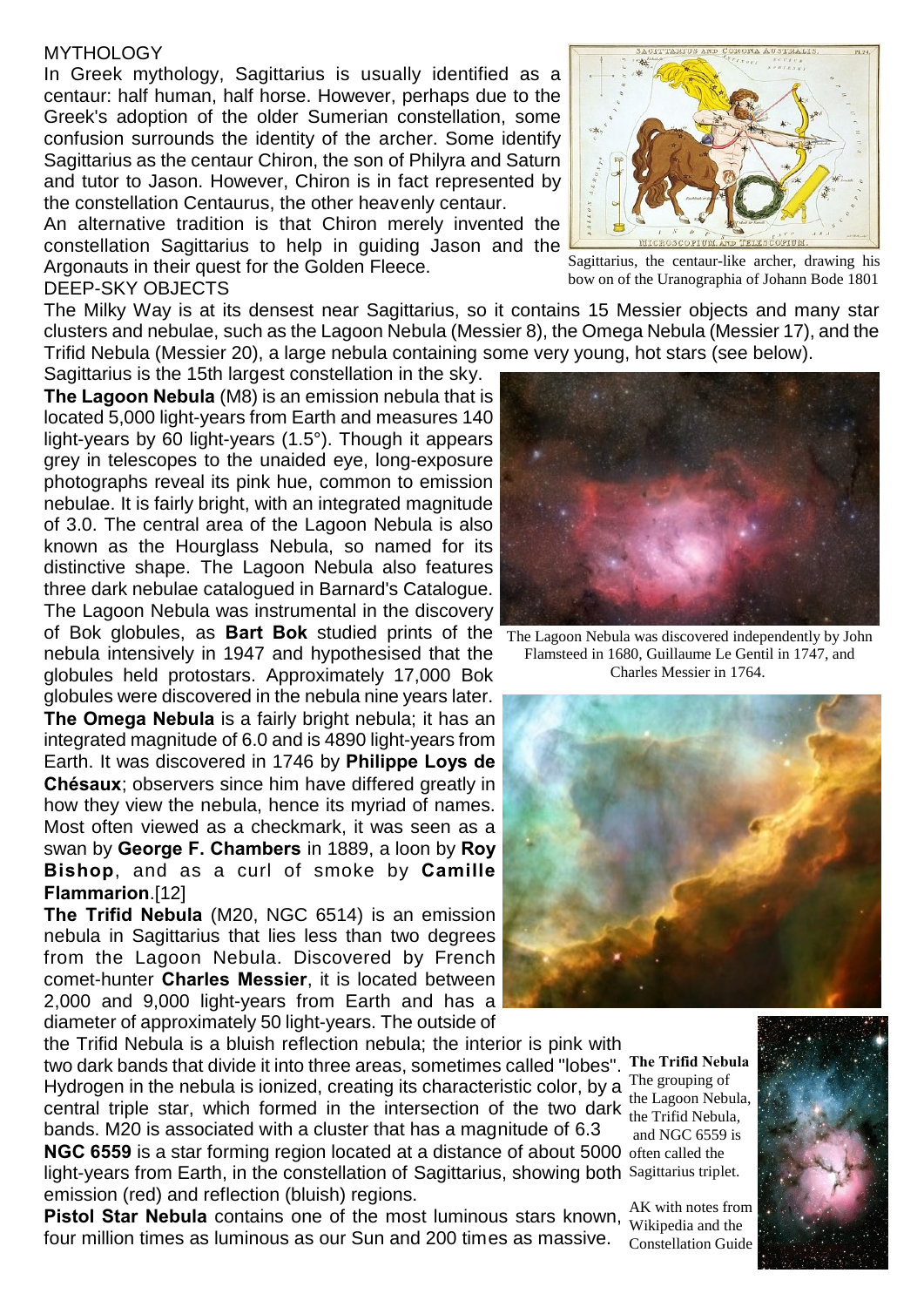## MYTHOLOGY

In Greek mythology, Sagittarius is usually identified as a centaur: half human, half horse. However, perhaps due to the Greek's adoption of the older Sumerian constellation, some confusion surrounds the identity of the archer. Some identify Sagittarius as the centaur Chiron, the son of Philyra and Saturn and tutor to Jason. However, Chiron is in fact represented by the constellation Centaurus, the other heavenly centaur.

An alternative tradition is that Chiron merely invented the constellation Sagittarius to help in guiding Jason and the Argonauts in their quest for the Golden Fleece.

Sagittarius, the centaur-like archer, drawing his bow on of the Uranographia of Johann Bode 1801

## DEEP-SKY OBJECTS

The Milky Way is at its densest near Sagittarius, so it contains 15 Messier objects and many star clusters and nebulae, such as the Lagoon Nebula (Messier 8), the Omega Nebula (Messier 17), and the Trifid Nebula (Messier 20), a large nebula containing some very young, hot stars (see below).

Sagittarius is the 15th largest constellation in the sky.

**The Lagoon Nebula** (M8) is an emission nebula that is located 5,000 light-years from Earth and measures 140 light-years by 60 light-years (1.5°). Though it appears grey in telescopes to the unaided eye, long-exposure photographs reveal its pink hue, common to emission nebulae. It is fairly bright, with an integrated magnitude of 3.0. The central area of the Lagoon Nebula is also known as the Hourglass Nebula, so named for its distinctive shape. The Lagoon Nebula also features three dark nebulae catalogued in Barnard's Catalogue. The Lagoon Nebula was instrumental in the discovery of Bok globules, as **Bart Bok** studied prints of the nebula intensively in 1947 and hypothesised that the globules held protostars. Approximately 17,000 Bok globules were discovered in the nebula nine years later.

The Lagoon Nebula was discovered independently by John Flamsteed in 1680, Guillaume Le Gentil in 1747, and Charles Messier in 1764.

**The Omega Nebula** is a fairly bright nebula; it has an integrated magnitude of 6.0 and is 4890 light-years from Earth. It was discovered in 1746 by **Philippe Loys de Chésaux**; observers since him have differed greatly in how they view the nebula, hence its myriad of names. Most often viewed as a checkmark, it was seen as a swan by **George F. Chambers** in 1889, a loon by **Roy Bishop**, and as a curl of smoke by **Camille Flammarion**.[12]

**The Trifid Nebula** (M20, NGC 6514) is an emission nebula in Sagittarius that lies less than two degrees from the Lagoon Nebula. Discovered by French comet-hunter **Charles Messier**, it is located between 2,000 and 9,000 light-years from Earth and has a diameter of approximately 50 light-years. The outside of the Trifid Nebula is a bluish reflection nebula; the interior is pink with two dark bands that divide it into three areas, sometimes called "lobes". Hydrogen in the nebula is ionized, creating its characteristic color, by a central triple star, which formed in the intersection of the two dark bands. M20 is associated with a cluster that has a magnitude of 6.3

**NGC 6559** is a star forming region located at a distance of about 5000 light-years from Earth, in the constellation of Sagittarius, showing both emission (red) and reflection (bluish) regions.

**Pistol Star Nebula** contains one of the most luminous stars known, four million times as luminous as our Sun and 200 times as massive.

**The Trifid Nebula**
The grouping of the Lagoon Nebula, the Trifid Nebula, and NGC 6559 is often called the Sagittarius triplet.

AK with notes from Wikipedia and the Constellation Guide